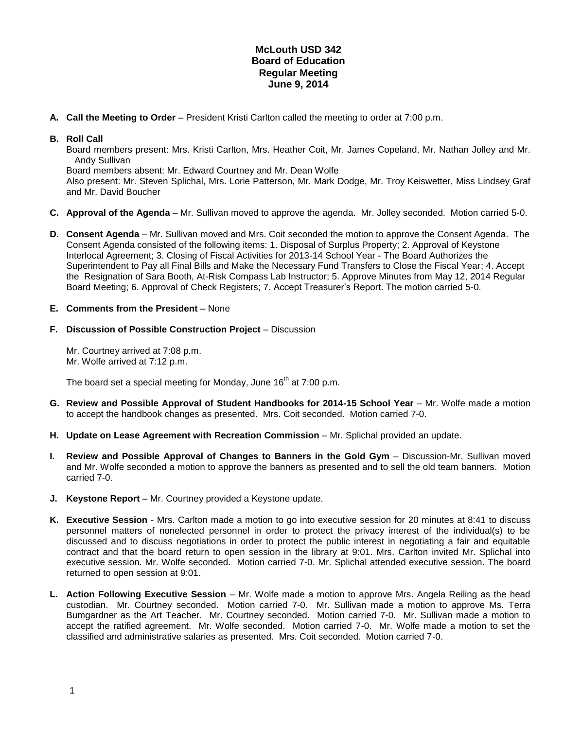**McLouth USD 342**
**Board of Education**
**Regular Meeting**
**June 9, 2014**

**A. Call the Meeting to Order** – President Kristi Carlton called the meeting to order at 7:00 p.m.

**B. Roll Call**
Board members present: Mrs. Kristi Carlton, Mrs. Heather Coit, Mr. James Copeland, Mr. Nathan Jolley and Mr. Andy Sullivan
Board members absent: Mr. Edward Courtney and Mr. Dean Wolfe
Also present: Mr. Steven Splichal, Mrs. Lorie Patterson, Mr. Mark Dodge, Mr. Troy Keiswetter, Miss Lindsey Graf and Mr. David Boucher

**C. Approval of the Agenda** – Mr. Sullivan moved to approve the agenda. Mr. Jolley seconded. Motion carried 5-0.

**D. Consent Agenda** – Mr. Sullivan moved and Mrs. Coit seconded the motion to approve the Consent Agenda. The Consent Agenda consisted of the following items: 1. Disposal of Surplus Property; 2. Approval of Keystone Interlocal Agreement; 3. Closing of Fiscal Activities for 2013-14 School Year - The Board Authorizes the Superintendent to Pay all Final Bills and Make the Necessary Fund Transfers to Close the Fiscal Year; 4. Accept the Resignation of Sara Booth, At-Risk Compass Lab Instructor; 5. Approve Minutes from May 12, 2014 Regular Board Meeting; 6. Approval of Check Registers; 7. Accept Treasurer's Report. The motion carried 5-0.

**E. Comments from the President** – None

**F. Discussion of Possible Construction Project** – Discussion

Mr. Courtney arrived at 7:08 p.m.
Mr. Wolfe arrived at 7:12 p.m.

The board set a special meeting for Monday, June 16th at 7:00 p.m.

**G. Review and Possible Approval of Student Handbooks for 2014-15 School Year** – Mr. Wolfe made a motion to accept the handbook changes as presented. Mrs. Coit seconded. Motion carried 7-0.

**H. Update on Lease Agreement with Recreation Commission** – Mr. Splichal provided an update.

**I. Review and Possible Approval of Changes to Banners in the Gold Gym** – Discussion-Mr. Sullivan moved and Mr. Wolfe seconded a motion to approve the banners as presented and to sell the old team banners. Motion carried 7-0.

**J. Keystone Report** – Mr. Courtney provided a Keystone update.

**K. Executive Session** - Mrs. Carlton made a motion to go into executive session for 20 minutes at 8:41 to discuss personnel matters of nonelected personnel in order to protect the privacy interest of the individual(s) to be discussed and to discuss negotiations in order to protect the public interest in negotiating a fair and equitable contract and that the board return to open session in the library at 9:01. Mrs. Carlton invited Mr. Splichal into executive session. Mr. Wolfe seconded. Motion carried 7-0. Mr. Splichal attended executive session. The board returned to open session at 9:01.

**L. Action Following Executive Session** – Mr. Wolfe made a motion to approve Mrs. Angela Reiling as the head custodian. Mr. Courtney seconded. Motion carried 7-0. Mr. Sullivan made a motion to approve Ms. Terra Bumgardner as the Art Teacher. Mr. Courtney seconded. Motion carried 7-0. Mr. Sullivan made a motion to accept the ratified agreement. Mr. Wolfe seconded. Motion carried 7-0. Mr. Wolfe made a motion to set the classified and administrative salaries as presented. Mrs. Coit seconded. Motion carried 7-0.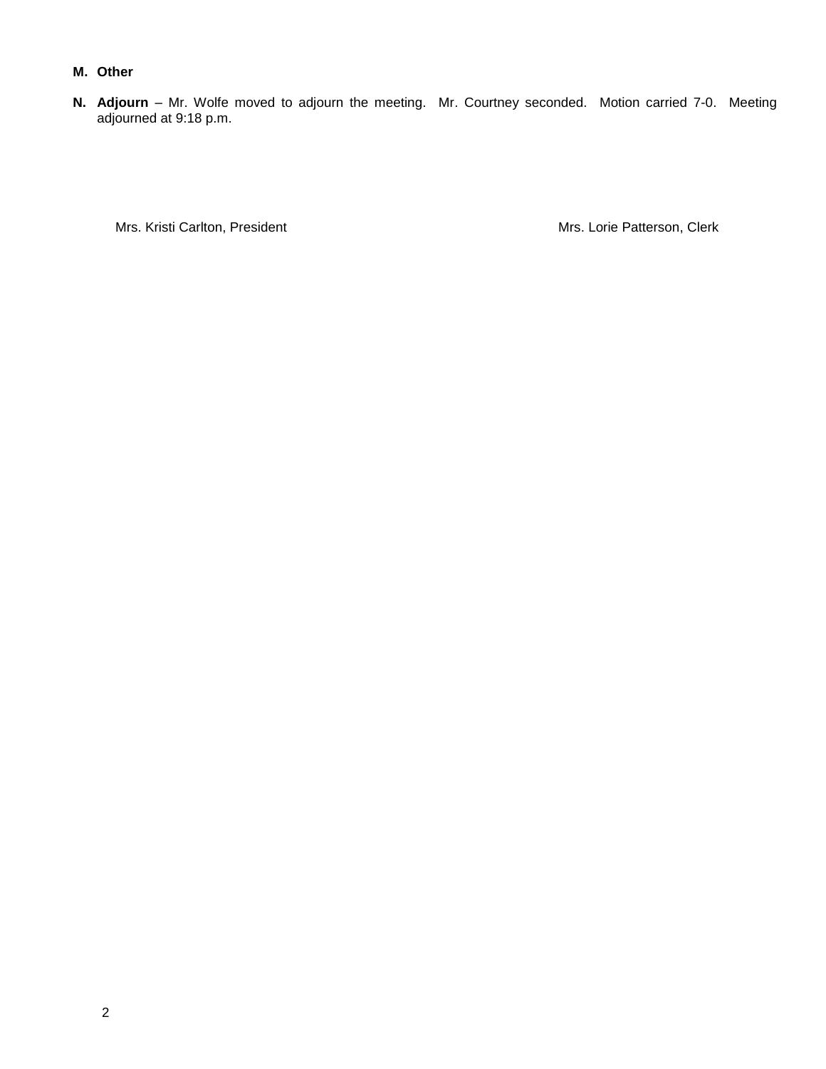**M. Other**

**N. Adjourn** – Mr. Wolfe moved to adjourn the meeting. Mr. Courtney seconded. Motion carried 7-0. Meeting adjourned at 9:18 p.m.

Mrs. Kristi Carlton, President

Mrs. Lorie Patterson, Clerk